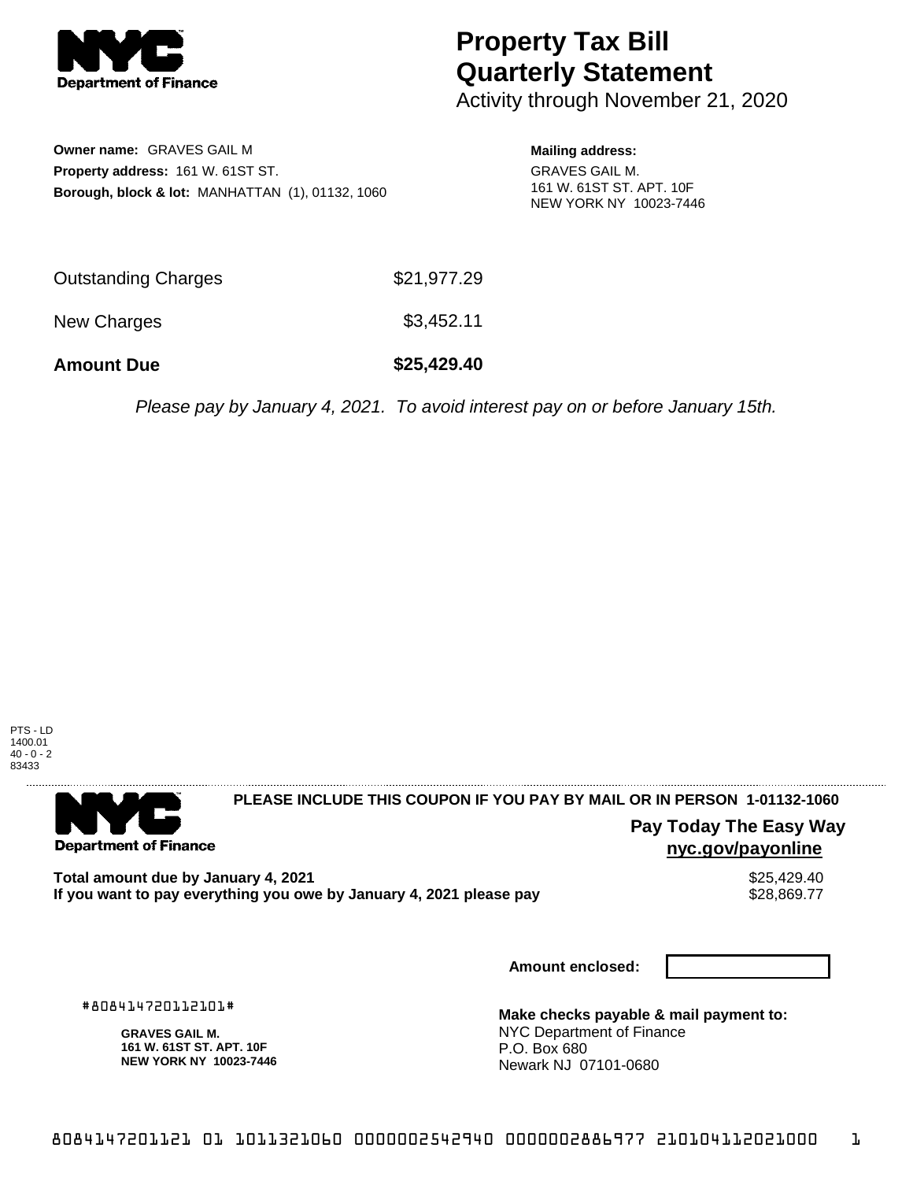Department of Finance

# Property Tax Bill Quarterly Statement

Activity through November 21, 2020

**Owner name:** GRAVES GAIL M
**Property address:** 161 W. 61ST ST.
**Borough, block & lot:** MANHATTAN (1), 01132, 1060

**Mailing address:**
GRAVES GAIL M.
161 W. 61ST ST. APT. 10F
NEW YORK NY 10023-7446

| | |
|---|---|
| Outstanding Charges | $21,977.29 |
| New Charges | $3,452.11 |
| **Amount Due** | **$25,429.40** |

*Please pay by January 4, 2021. To avoid interest pay on or before January 15th.*

PTS - LD
1400.01
40 - 0 - 2
83433

---

Department of Finance

**PLEASE INCLUDE THIS COUPON IF YOU PAY BY MAIL OR IN PERSON 1-01132-1060**

**Pay Today The Easy Way**
**nyc.gov/payonline**

| | |
|---|---|
| **Total amount due by January 4, 2021** | $25,429.40 |
| **If you want to pay everything you owe by January 4, 2021 please pay** | $28,869.77 |

**Amount enclosed:**

#808414720112101#

**GRAVES GAIL M.**
**161 W. 61ST ST. APT. 10F**
**NEW YORK NY 10023-7446**

**Make checks payable & mail payment to:**
NYC Department of Finance
P.O. Box 680
Newark NJ 07101-0680

8084147201121 01 1011321060 0000002542940 0000002886977 210104112021000 1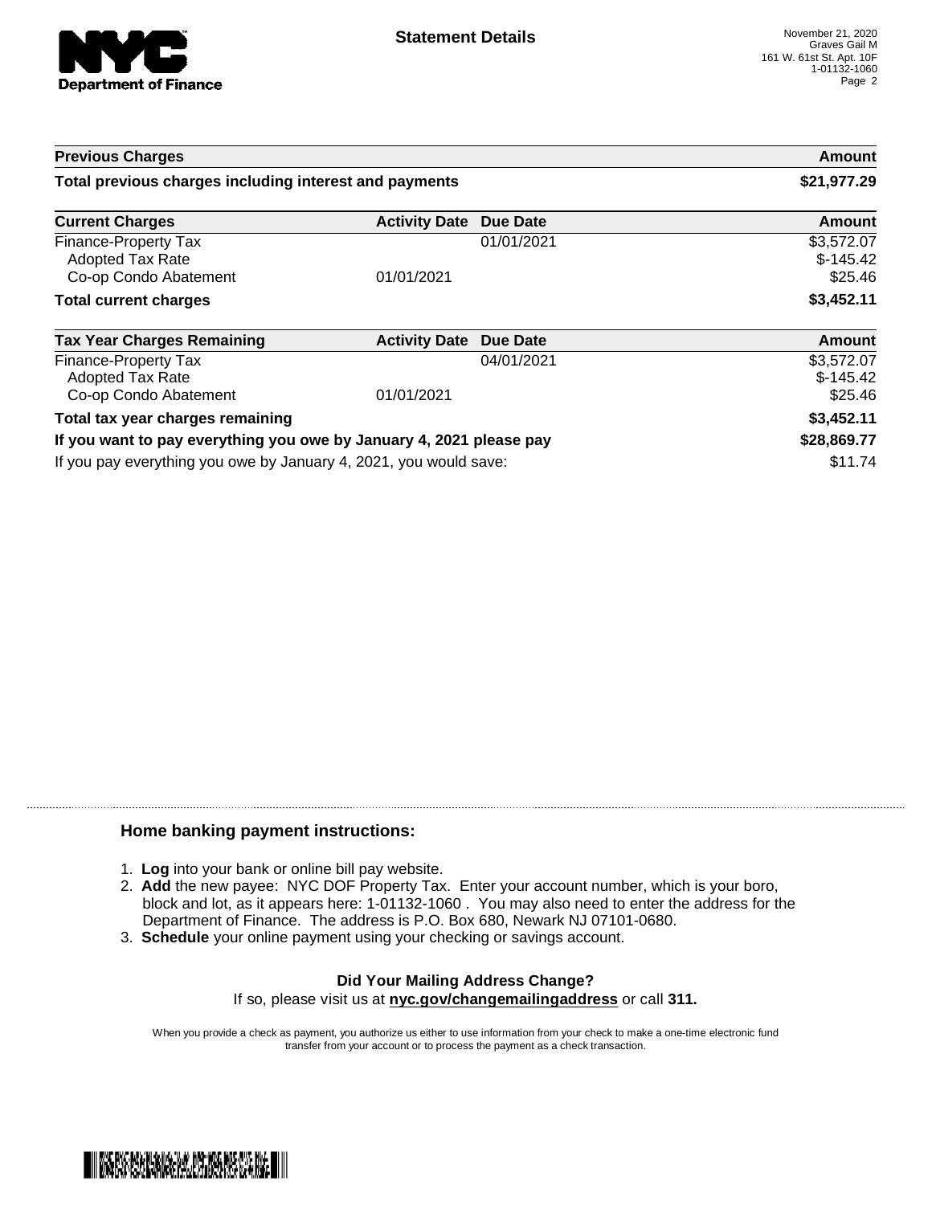NYC Department of Finance

## Statement Details

November 21, 2020
Graves Gail M
161 W. 61st St. Apt. 10F
1-01132-1060

| Previous Charges | | | Amount |
|---|---|---|---|
| **Total previous charges including interest and payments** | | | **$21,977.29** |

| Current Charges | Activity Date | Due Date | Amount |
|---|---|---|---|
| Finance-Property Tax | | 01/01/2021 | $3,572.07 |
| Adopted Tax Rate | | | $-145.42 |
| Co-op Condo Abatement | 01/01/2021 | | $25.46 |
| **Total current charges** | | | **$3,452.11** |

| Tax Year Charges Remaining | Activity Date | Due Date | Amount |
|---|---|---|---|
| Finance-Property Tax | | 04/01/2021 | $3,572.07 |
| Adopted Tax Rate | | | $-145.42 |
| Co-op Condo Abatement | 01/01/2021 | | $25.46 |
| **Total tax year charges remaining** | | | **$3,452.11** |
| **If you want to pay everything you owe by January 4, 2021 please pay** | | | **$28,869.77** |
| If you pay everything you owe by January 4, 2021, you would save: | | | $11.74 |

### Home banking payment instructions:

1. **Log** into your bank or online bill pay website.
2. **Add** the new payee: NYC DOF Property Tax. Enter your account number, which is your boro, block and lot, as it appears here: 1-01132-1060 . You may also need to enter the address for the Department of Finance. The address is P.O. Box 680, Newark NJ 07101-0680.
3. **Schedule** your online payment using your checking or savings account.

**Did Your Mailing Address Change?**
If so, please visit us at **nyc.gov/changemailingaddress** or call **311.**

When you provide a check as payment, you authorize us either to use information from your check to make a one-time electronic fund transfer from your account or to process the payment as a check transaction.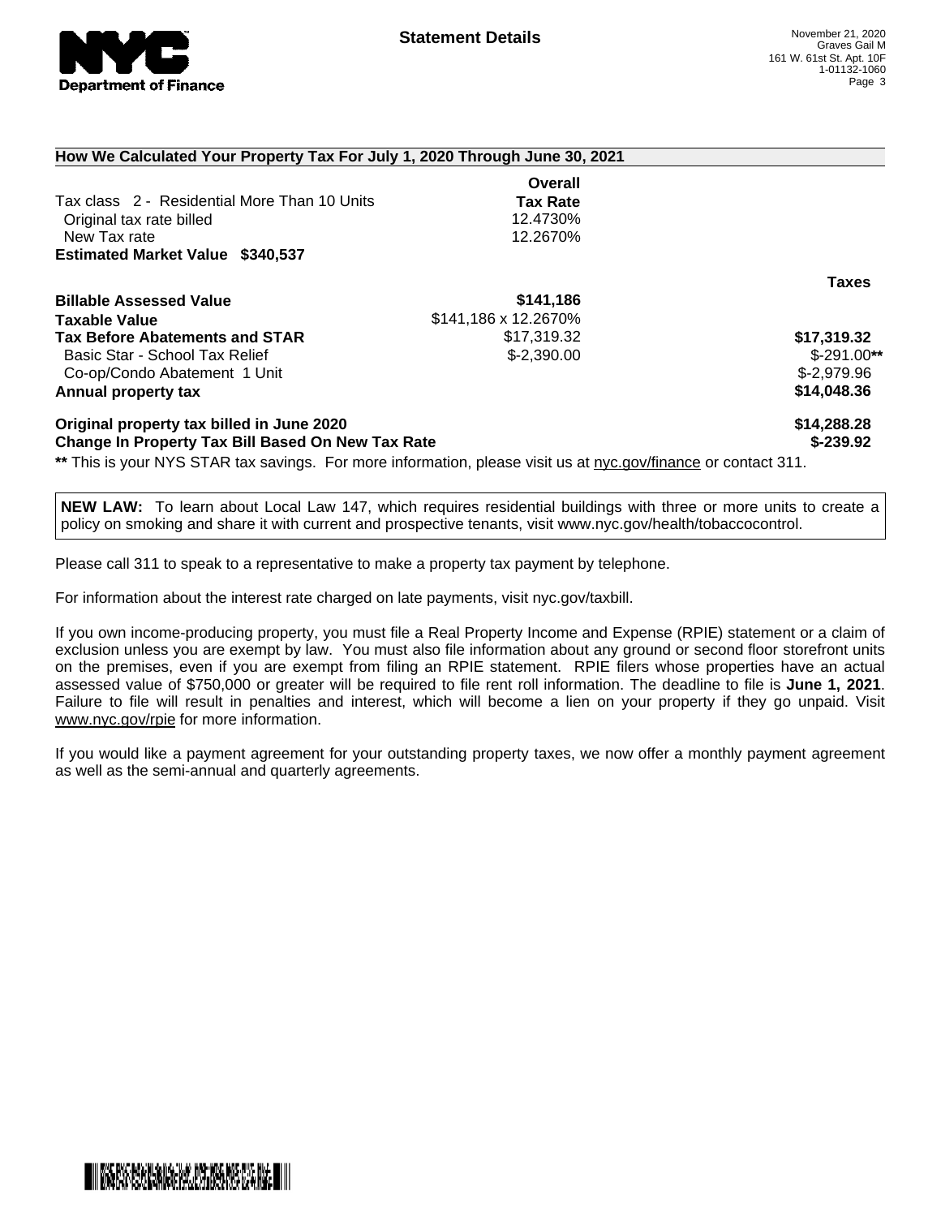**Statement Details**

November 21, 2020
Graves Gail M
161 W. 61st St. Apt. 10F
1-01132-1060

## How We Calculated Your Property Tax For July 1, 2020 Through June 30, 2021

| | Overall Tax Rate | Taxes |
|---|---|---|
| Tax class 2 - Residential More Than 10 Units | | |
| Original tax rate billed | 12.4730% | |
| New Tax rate | 12.2670% | |
| **Estimated Market Value $340,537** | | |
| **Billable Assessed Value** | **$141,186** | |
| **Taxable Value** | $141,186 x 12.2670% | |
| **Tax Before Abatements and STAR** | $17,319.32 | **$17,319.32** |
| Basic Star - School Tax Relief | $-2,390.00 | $-291.00** |
| Co-op/Condo Abatement 1 Unit | | $-2,979.96 |
| **Annual property tax** | | **$14,048.36** |
| **Original property tax billed in June 2020** | | **$14,288.28** |
| **Change In Property Tax Bill Based On New Tax Rate** | | **$-239.92** |

** This is your NYS STAR tax savings. For more information, please visit us at nyc.gov/finance or contact 311.

**NEW LAW:** To learn about Local Law 147, which requires residential buildings with three or more units to create a policy on smoking and share it with current and prospective tenants, visit www.nyc.gov/health/tobaccocontrol.

Please call 311 to speak to a representative to make a property tax payment by telephone.

For information about the interest rate charged on late payments, visit nyc.gov/taxbill.

If you own income-producing property, you must file a Real Property Income and Expense (RPIE) statement or a claim of exclusion unless you are exempt by law. You must also file information about any ground or second floor storefront units on the premises, even if you are exempt from filing an RPIE statement. RPIE filers whose properties have an actual assessed value of $750,000 or greater will be required to file rent roll information. The deadline to file is **June 1, 2021**. Failure to file will result in penalties and interest, which will become a lien on your property if they go unpaid. Visit www.nyc.gov/rpie for more information.

If you would like a payment agreement for your outstanding property taxes, we now offer a monthly payment agreement as well as the semi-annual and quarterly agreements.